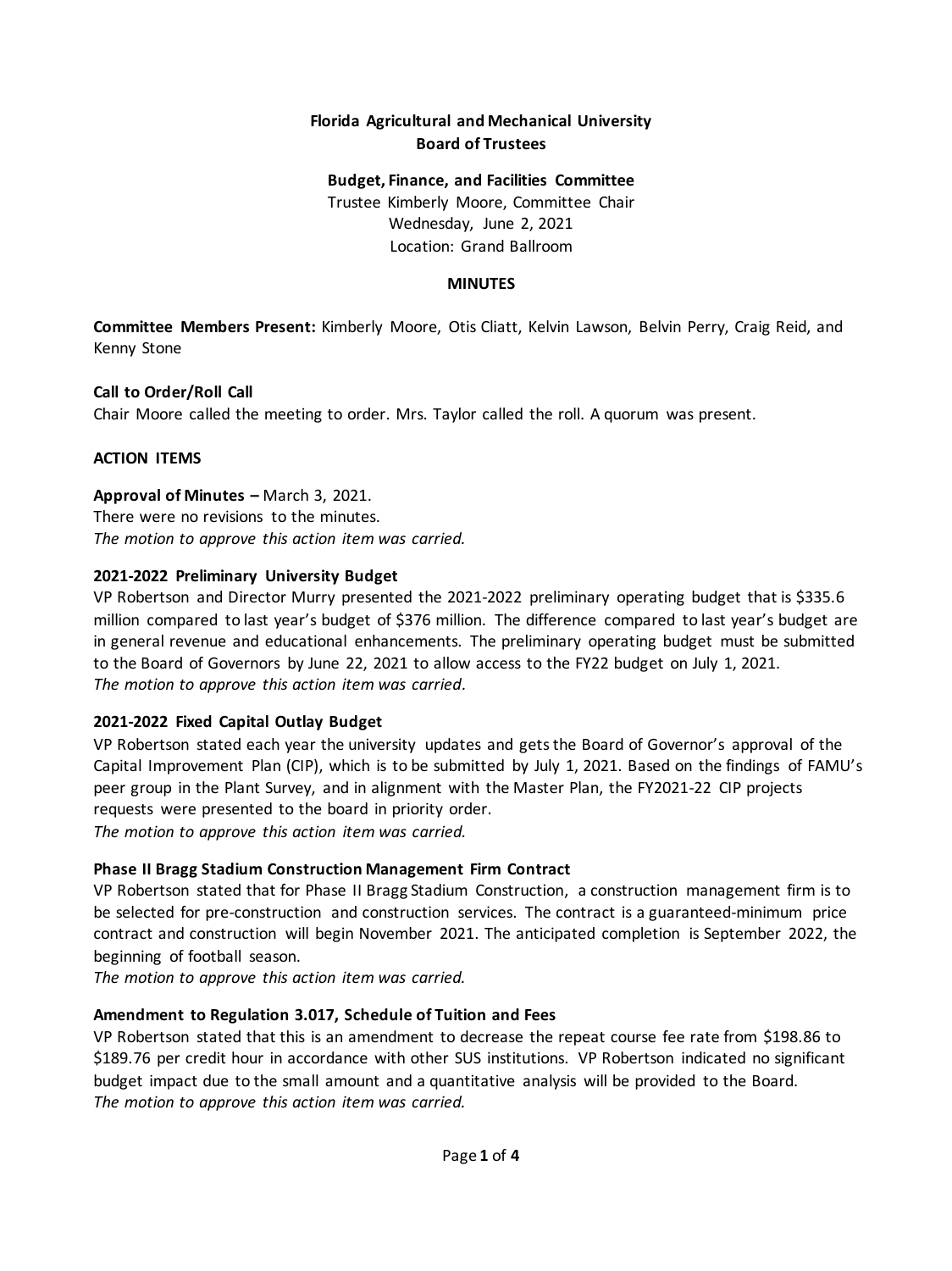**Florida Agricultural and Mechanical University**
**Board of Trustees**

**Budget, Finance, and Facilities Committee**
Trustee Kimberly Moore, Committee Chair
Wednesday, June 2, 2021
Location: Grand Ballroom

**MINUTES**

**Committee Members Present:** Kimberly Moore, Otis Cliatt, Kelvin Lawson, Belvin Perry, Craig Reid, and Kenny Stone

**Call to Order/Roll Call**
Chair Moore called the meeting to order. Mrs. Taylor called the roll. A quorum was present.

**ACTION ITEMS**

**Approval of Minutes –** March 3, 2021.
There were no revisions to the minutes.
*The motion to approve this action item was carried.*

**2021-2022 Preliminary University Budget**
VP Robertson and Director Murry presented the 2021-2022 preliminary operating budget that is $335.6 million compared to last year's budget of $376 million. The difference compared to last year's budget are in general revenue and educational enhancements. The preliminary operating budget must be submitted to the Board of Governors by June 22, 2021 to allow access to the FY22 budget on July 1, 2021.
*The motion to approve this action item was carried.*

**2021-2022 Fixed Capital Outlay Budget**
VP Robertson stated each year the university updates and gets the Board of Governor's approval of the Capital Improvement Plan (CIP), which is to be submitted by July 1, 2021. Based on the findings of FAMU's peer group in the Plant Survey, and in alignment with the Master Plan, the FY2021-22 CIP projects requests were presented to the board in priority order.
*The motion to approve this action item was carried.*

**Phase II Bragg Stadium Construction Management Firm Contract**
VP Robertson stated that for Phase II Bragg Stadium Construction, a construction management firm is to be selected for pre-construction and construction services. The contract is a guaranteed-minimum price contract and construction will begin November 2021. The anticipated completion is September 2022, the beginning of football season.
*The motion to approve this action item was carried.*

**Amendment to Regulation 3.017, Schedule of Tuition and Fees**
VP Robertson stated that this is an amendment to decrease the repeat course fee rate from $198.86 to $189.76 per credit hour in accordance with other SUS institutions. VP Robertson indicated no significant budget impact due to the small amount and a quantitative analysis will be provided to the Board.
*The motion to approve this action item was carried.*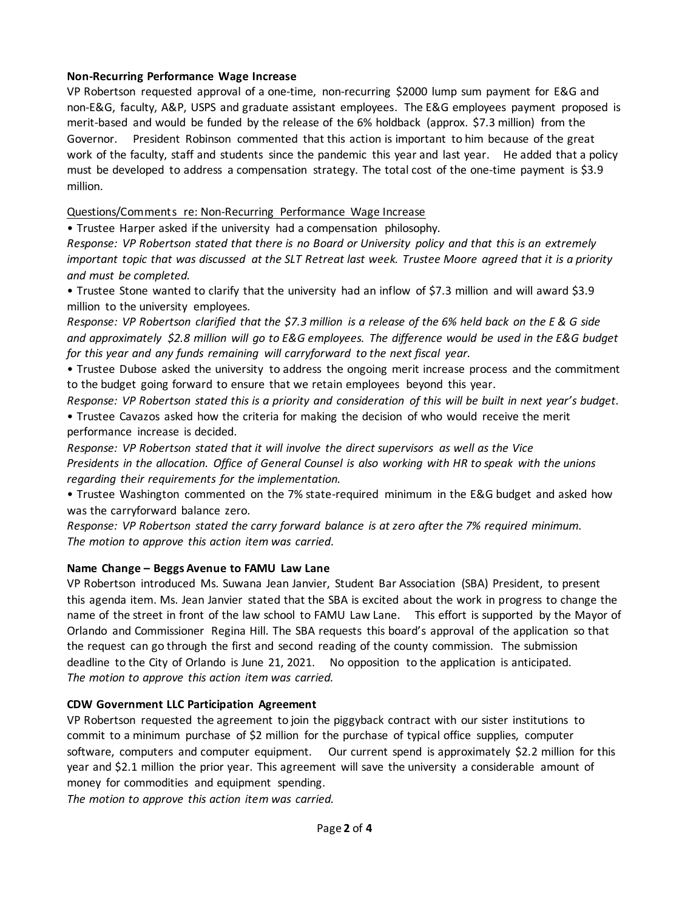**Non-Recurring Performance Wage Increase**

VP Robertson requested approval of a one-time, non-recurring $2000 lump sum payment for E&G and non-E&G, faculty, A&P, USPS and graduate assistant employees. The E&G employees payment proposed is merit-based and would be funded by the release of the 6% holdback (approx. $7.3 million) from the Governor. President Robinson commented that this action is important to him because of the great work of the faculty, staff and students since the pandemic this year and last year. He added that a policy must be developed to address a compensation strategy. The total cost of the one-time payment is $3.9 million.

Questions/Comments re: Non-Recurring Performance Wage Increase

- Trustee Harper asked if the university had a compensation philosophy.

*Response: VP Robertson stated that there is no Board or University policy and that this is an extremely important topic that was discussed at the SLT Retreat last week. Trustee Moore agreed that it is a priority and must be completed.*

- Trustee Stone wanted to clarify that the university had an inflow of $7.3 million and will award $3.9 million to the university employees.

*Response: VP Robertson clarified that the $7.3 million is a release of the 6% held back on the E & G side and approximately $2.8 million will go to E&G employees. The difference would be used in the E&G budget for this year and any funds remaining will carryforward to the next fiscal year.*

- Trustee Dubose asked the university to address the ongoing merit increase process and the commitment to the budget going forward to ensure that we retain employees beyond this year.

*Response: VP Robertson stated this is a priority and consideration of this will be built in next year's budget.*

- Trustee Cavazos asked how the criteria for making the decision of who would receive the merit performance increase is decided.

*Response: VP Robertson stated that it will involve the direct supervisors as well as the Vice Presidents in the allocation. Office of General Counsel is also working with HR to speak with the unions regarding their requirements for the implementation.*

- Trustee Washington commented on the 7% state-required minimum in the E&G budget and asked how was the carryforward balance zero.

*Response: VP Robertson stated the carry forward balance is at zero after the 7% required minimum.*

*The motion to approve this action item was carried.*

**Name Change – Beggs Avenue to FAMU Law Lane**

VP Robertson introduced Ms. Suwana Jean Janvier, Student Bar Association (SBA) President, to present this agenda item. Ms. Jean Janvier stated that the SBA is excited about the work in progress to change the name of the street in front of the law school to FAMU Law Lane. This effort is supported by the Mayor of Orlando and Commissioner Regina Hill. The SBA requests this board's approval of the application so that the request can go through the first and second reading of the county commission. The submission deadline to the City of Orlando is June 21, 2021. No opposition to the application is anticipated.

*The motion to approve this action item was carried.*

**CDW Government LLC Participation Agreement**

VP Robertson requested the agreement to join the piggyback contract with our sister institutions to commit to a minimum purchase of $2 million for the purchase of typical office supplies, computer software, computers and computer equipment. Our current spend is approximately $2.2 million for this year and $2.1 million the prior year. This agreement will save the university a considerable amount of money for commodities and equipment spending.

*The motion to approve this action item was carried.*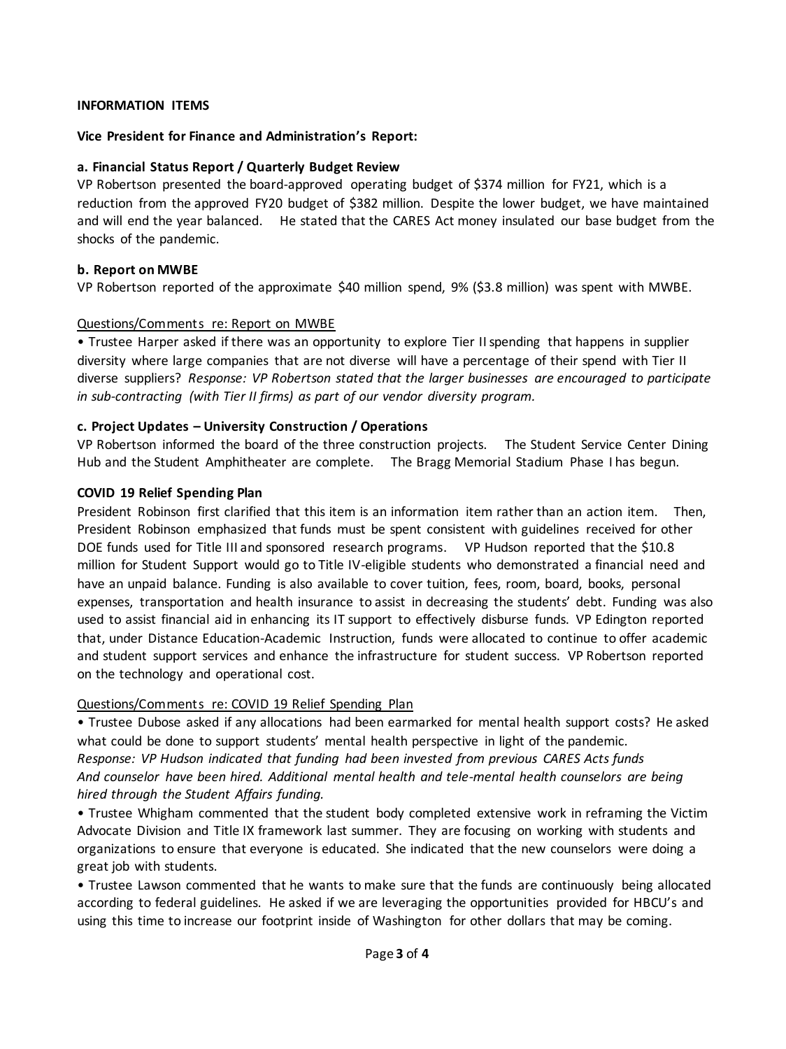**INFORMATION ITEMS**

**Vice President for Finance and Administration's Report:**

**a. Financial Status Report / Quarterly Budget Review**

VP Robertson presented the board-approved operating budget of $374 million for FY21, which is a reduction from the approved FY20 budget of $382 million. Despite the lower budget, we have maintained and will end the year balanced. He stated that the CARES Act money insulated our base budget from the shocks of the pandemic.

**b. Report on MWBE**

VP Robertson reported of the approximate $40 million spend, 9% ($3.8 million) was spent with MWBE.

Questions/Comments re: Report on MWBE

• Trustee Harper asked if there was an opportunity to explore Tier II spending that happens in supplier diversity where large companies that are not diverse will have a percentage of their spend with Tier II diverse suppliers? *Response: VP Robertson stated that the larger businesses are encouraged to participate in sub-contracting (with Tier II firms) as part of our vendor diversity program.*

**c. Project Updates – University Construction / Operations**

VP Robertson informed the board of the three construction projects. The Student Service Center Dining Hub and the Student Amphitheater are complete. The Bragg Memorial Stadium Phase I has begun.

**COVID 19 Relief Spending Plan**

President Robinson first clarified that this item is an information item rather than an action item. Then, President Robinson emphasized that funds must be spent consistent with guidelines received for other DOE funds used for Title III and sponsored research programs. VP Hudson reported that the $10.8 million for Student Support would go to Title IV-eligible students who demonstrated a financial need and have an unpaid balance. Funding is also available to cover tuition, fees, room, board, books, personal expenses, transportation and health insurance to assist in decreasing the students' debt. Funding was also used to assist financial aid in enhancing its IT support to effectively disburse funds. VP Edington reported that, under Distance Education-Academic Instruction, funds were allocated to continue to offer academic and student support services and enhance the infrastructure for student success. VP Robertson reported on the technology and operational cost.

Questions/Comments re: COVID 19 Relief Spending Plan

• Trustee Dubose asked if any allocations had been earmarked for mental health support costs? He asked what could be done to support students' mental health perspective in light of the pandemic.
*Response: VP Hudson indicated that funding had been invested from previous CARES Acts funds And counselor have been hired. Additional mental health and tele-mental health counselors are being hired through the Student Affairs funding.*

• Trustee Whigham commented that the student body completed extensive work in reframing the Victim Advocate Division and Title IX framework last summer. They are focusing on working with students and organizations to ensure that everyone is educated. She indicated that the new counselors were doing a great job with students.

• Trustee Lawson commented that he wants to make sure that the funds are continuously being allocated according to federal guidelines. He asked if we are leveraging the opportunities provided for HBCU's and using this time to increase our footprint inside of Washington for other dollars that may be coming.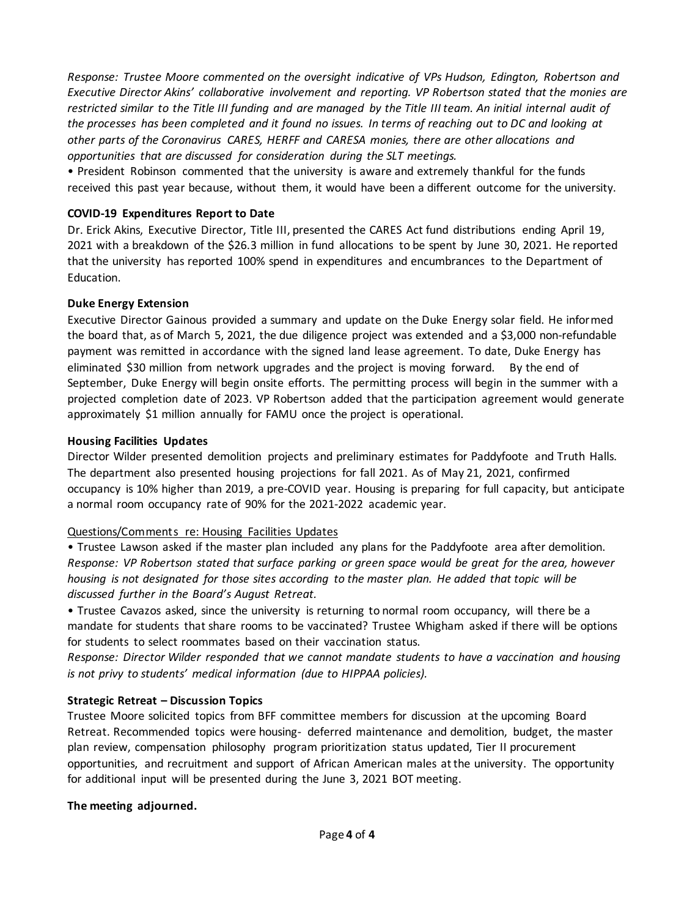*Response: Trustee Moore commented on the oversight indicative of VPs Hudson, Edington, Robertson and Executive Director Akins' collaborative involvement and reporting. VP Robertson stated that the monies are restricted similar to the Title III funding and are managed by the Title III team. An initial internal audit of the processes has been completed and it found no issues. In terms of reaching out to DC and looking at other parts of the Coronavirus CARES, HERFF and CARESA monies, there are other allocations and opportunities that are discussed for consideration during the SLT meetings.*

• President Robinson commented that the university is aware and extremely thankful for the funds received this past year because, without them, it would have been a different outcome for the university.

**COVID-19 Expenditures Report to Date**

Dr. Erick Akins, Executive Director, Title III, presented the CARES Act fund distributions ending April 19, 2021 with a breakdown of the $26.3 million in fund allocations to be spent by June 30, 2021. He reported that the university has reported 100% spend in expenditures and encumbrances to the Department of Education.

**Duke Energy Extension**

Executive Director Gainous provided a summary and update on the Duke Energy solar field. He informed the board that, as of March 5, 2021, the due diligence project was extended and a $3,000 non-refundable payment was remitted in accordance with the signed land lease agreement. To date, Duke Energy has eliminated $30 million from network upgrades and the project is moving forward. By the end of September, Duke Energy will begin onsite efforts. The permitting process will begin in the summer with a projected completion date of 2023. VP Robertson added that the participation agreement would generate approximately $1 million annually for FAMU once the project is operational.

**Housing Facilities Updates**

Director Wilder presented demolition projects and preliminary estimates for Paddyfoote and Truth Halls. The department also presented housing projections for fall 2021. As of May 21, 2021, confirmed occupancy is 10% higher than 2019, a pre-COVID year. Housing is preparing for full capacity, but anticipate a normal room occupancy rate of 90% for the 2021-2022 academic year.

<u>Questions/Comments re: Housing Facilities Updates</u>

• Trustee Lawson asked if the master plan included any plans for the Paddyfoote area after demolition.
*Response: VP Robertson stated that surface parking or green space would be great for the area, however housing is not designated for those sites according to the master plan. He added that topic will be discussed further in the Board's August Retreat.*

• Trustee Cavazos asked, since the university is returning to normal room occupancy, will there be a mandate for students that share rooms to be vaccinated? Trustee Whigham asked if there will be options for students to select roommates based on their vaccination status.
*Response: Director Wilder responded that we cannot mandate students to have a vaccination and housing is not privy to students' medical information (due to HIPPAA policies).*

**Strategic Retreat – Discussion Topics**

Trustee Moore solicited topics from BFF committee members for discussion at the upcoming Board Retreat. Recommended topics were housing- deferred maintenance and demolition, budget, the master plan review, compensation philosophy program prioritization status updated, Tier II procurement opportunities, and recruitment and support of African American males at the university. The opportunity for additional input will be presented during the June 3, 2021 BOT meeting.

**The meeting adjourned.**